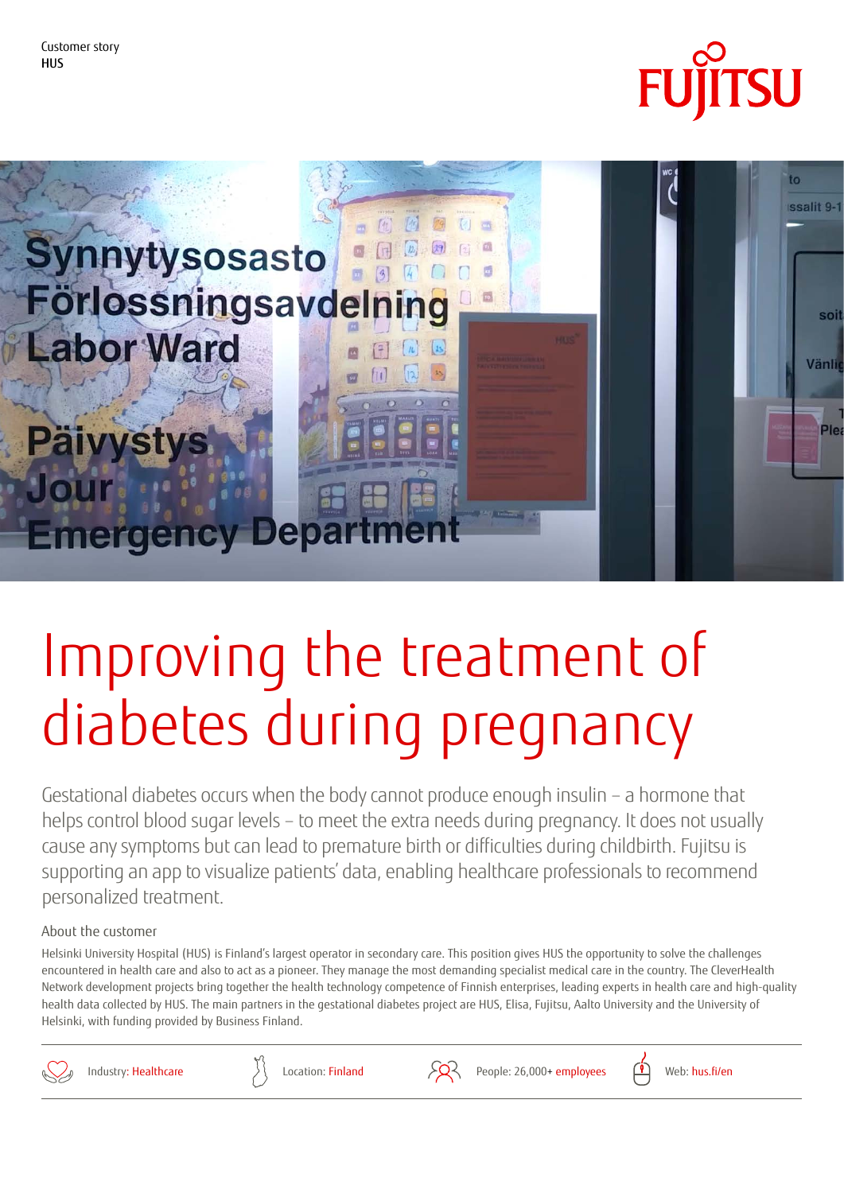Customer story
HUS

# Improving the treatment of diabetes during pregnancy

Gestational diabetes occurs when the body cannot produce enough insulin – a hormone that helps control blood sugar levels – to meet the extra needs during pregnancy. It does not usually cause any symptoms but can lead to premature birth or difficulties during childbirth. Fujitsu is supporting an app to visualize patients' data, enabling healthcare professionals to recommend personalized treatment.

## About the customer

Helsinki University Hospital (HUS) is Finland's largest operator in secondary care. This position gives HUS the opportunity to solve the challenges encountered in health care and also to act as a pioneer. They manage the most demanding specialist medical care in the country. The CleverHealth Network development projects bring together the health technology competence of Finnish enterprises, leading experts in health care and high-quality health data collected by HUS. The main partners in the gestational diabetes project are HUS, Elisa, Fujitsu, Aalto University and the University of Helsinki, with funding provided by Business Finland.

Industry: Healthcare | Location: Finland | People: 26,000+ employees | Web: hus.fi/en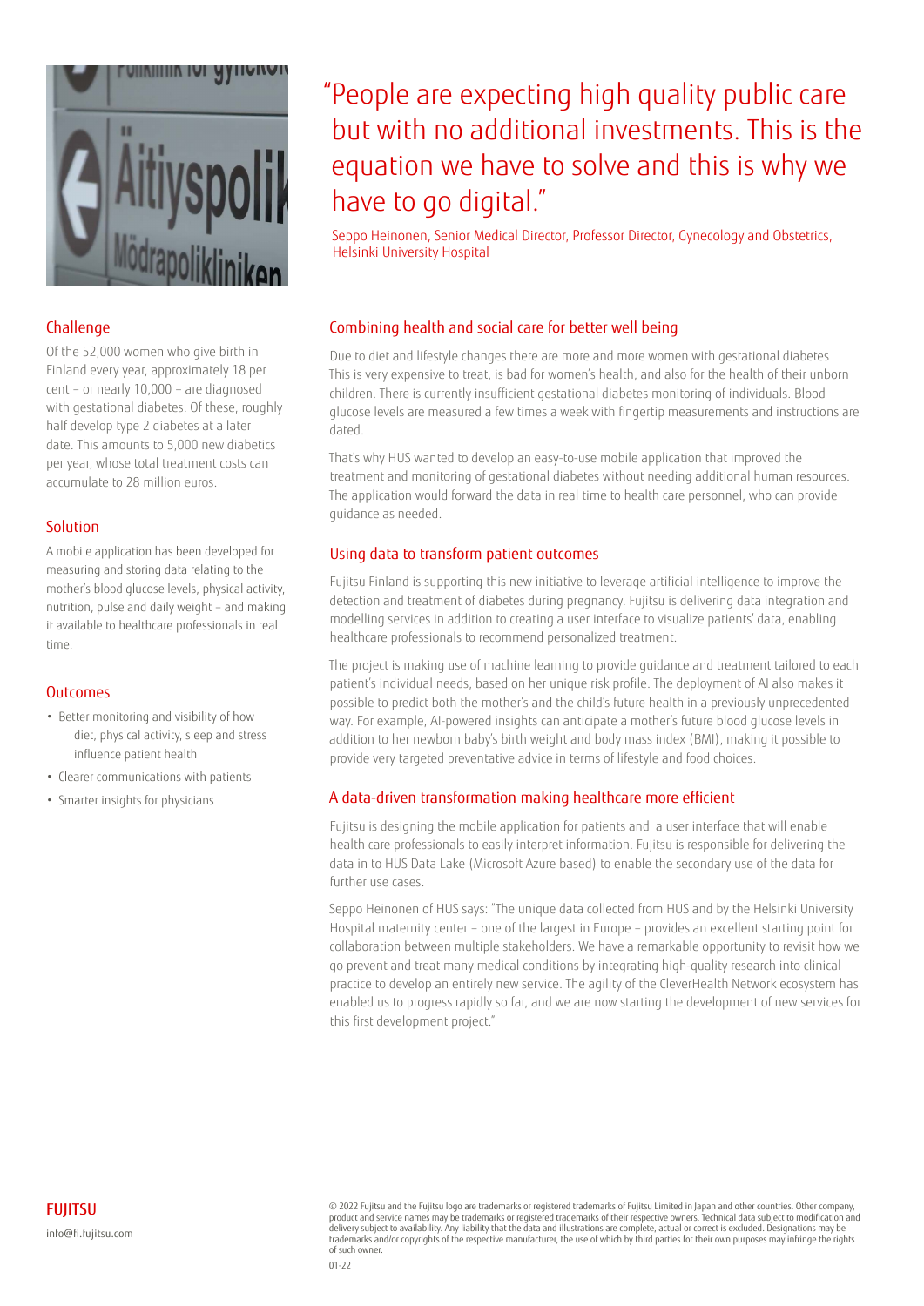"People are expecting high quality public care but with no additional investments. This is the equation we have to solve and this is why we have to go digital."

Seppo Heinonen, Senior Medical Director, Professor Director, Gynecology and Obstetrics, Helsinki University Hospital

## Challenge

Of the 52,000 women who give birth in Finland every year, approximately 18 per cent – or nearly 10,000 – are diagnosed with gestational diabetes. Of these, roughly half develop type 2 diabetes at a later date. This amounts to 5,000 new diabetics per year, whose total treatment costs can accumulate to 28 million euros.

## Solution

A mobile application has been developed for measuring and storing data relating to the mother's blood glucose levels, physical activity, nutrition, pulse and daily weight – and making it available to healthcare professionals in real time.

## Outcomes

- Better monitoring and visibility of how diet, physical activity, sleep and stress influence patient health
- Clearer communications with patients
- Smarter insights for physicians

## Combining health and social care for better well being

Due to diet and lifestyle changes there are more and more women with gestational diabetes This is very expensive to treat, is bad for women's health, and also for the health of their unborn children. There is currently insufficient gestational diabetes monitoring of individuals. Blood glucose levels are measured a few times a week with fingertip measurements and instructions are dated.

That's why HUS wanted to develop an easy-to-use mobile application that improved the treatment and monitoring of gestational diabetes without needing additional human resources. The application would forward the data in real time to health care personnel, who can provide guidance as needed.

## Using data to transform patient outcomes

Fujitsu Finland is supporting this new initiative to leverage artificial intelligence to improve the detection and treatment of diabetes during pregnancy. Fujitsu is delivering data integration and modelling services in addition to creating a user interface to visualize patients' data, enabling healthcare professionals to recommend personalized treatment.

The project is making use of machine learning to provide guidance and treatment tailored to each patient's individual needs, based on her unique risk profile. The deployment of AI also makes it possible to predict both the mother's and the child's future health in a previously unprecedented way. For example, AI-powered insights can anticipate a mother's future blood glucose levels in addition to her newborn baby's birth weight and body mass index (BMI), making it possible to provide very targeted preventative advice in terms of lifestyle and food choices.

## A data-driven transformation making healthcare more efficient

Fujitsu is designing the mobile application for patients and a user interface that will enable health care professionals to easily interpret information. Fujitsu is responsible for delivering the data in to HUS Data Lake (Microsoft Azure based) to enable the secondary use of the data for further use cases.

Seppo Heinonen of HUS says: "The unique data collected from HUS and by the Helsinki University Hospital maternity center – one of the largest in Europe – provides an excellent starting point for collaboration between multiple stakeholders. We have a remarkable opportunity to revisit how we go prevent and treat many medical conditions by integrating high-quality research into clinical practice to develop an entirely new service. The agility of the CleverHealth Network ecosystem has enabled us to progress rapidly so far, and we are now starting the development of new services for this first development project."

FUJITSU

info@fi.fujitsu.com

© 2022 Fujitsu and the Fujitsu logo are trademarks or registered trademarks of Fujitsu Limited in Japan and other countries. Other company, product and service names may be trademarks or registered trademarks of their respective owners. Technical data subject to modification and delivery subject to availability. Any liability that the data and illustrations are complete, actual or correct is excluded. Designations may be trademarks and/or copyrights of the respective manufacturer, the use of which by third parties for their own purposes may infringe the rights of such owner.

01-22